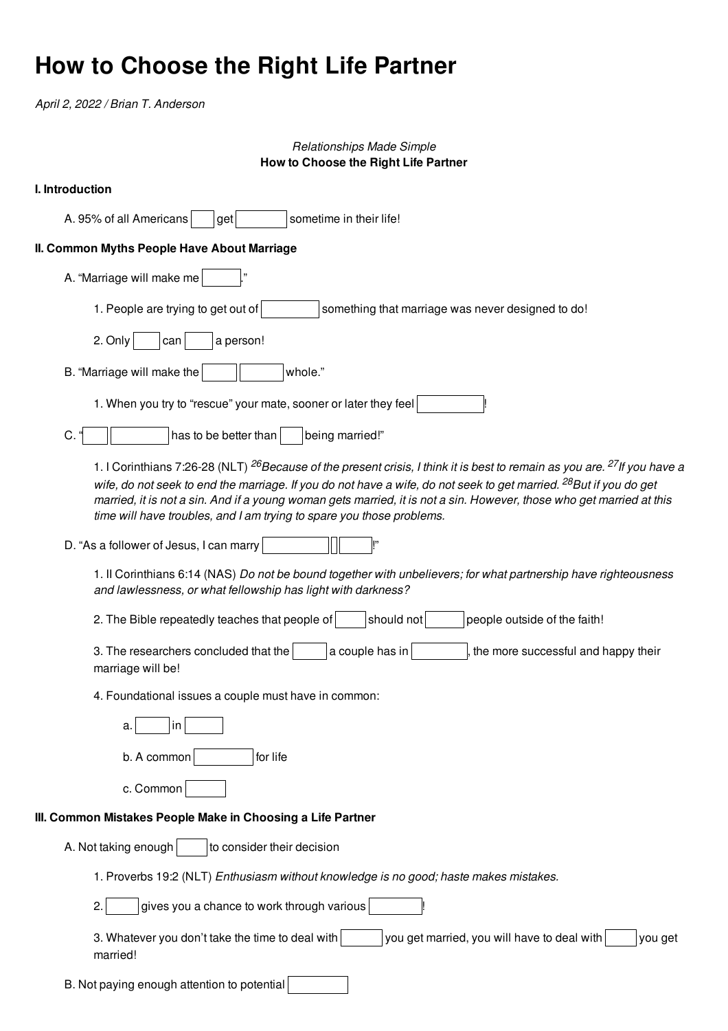# How to Choose the Right Life Partner

*April 2, 2022 / Brian T. Anderson*

*Relationships Made Simple*
**How to Choose the Right Life Partner**

**I. Introduction**

A. 95% of all Americans [ ] get [ ] sometime in their life!

**II. Common Myths People Have About Marriage**

A. "Marriage will make me [ ]."

1. People are trying to get out of [ ] something that marriage was never designed to do!

2. Only [ ] can [ ] a person!

B. "Marriage will make the [ ] [ ] whole."

1. When you try to "rescue" your mate, sooner or later they feel [ ]!

C. "[ ] [ ] has to be better than [ ] being married!"

1. I Corinthians 7:26-28 (NLT) [26]*Because of the present crisis, I think it is best to remain as you are.* [27]*If you have a wife, do not seek to end the marriage. If you do not have a wife, do not seek to get married.* [28]*But if you do get married, it is not a sin. And if a young woman gets married, it is not a sin. However, those who get married at this time will have troubles, and I am trying to spare you those problems.*

D. "As a follower of Jesus, I can marry [ ] [ ] [ ]!"

1. II Corinthians 6:14 (NAS) *Do not be bound together with unbelievers; for what partnership have righteousness and lawlessness, or what fellowship has light with darkness?*

2. The Bible repeatedly teaches that people of [ ] should not [ ] people outside of the faith!

3. The researchers concluded that the [ ] a couple has in [ ], the more successful and happy their marriage will be!

4. Foundational issues a couple must have in common:

a. [ ] in [ ]

b. A common [ ] for life

c. Common [ ]

**III. Common Mistakes People Make in Choosing a Life Partner**

A. Not taking enough [ ] to consider their decision

1. Proverbs 19:2 (NLT) *Enthusiasm without knowledge is no good; haste makes mistakes.*

2. [ ] gives you a chance to work through various [ ]!

3. Whatever you don't take the time to deal with [ ] you get married, you will have to deal with [ ] you get married!

B. Not paying enough attention to potential [ ]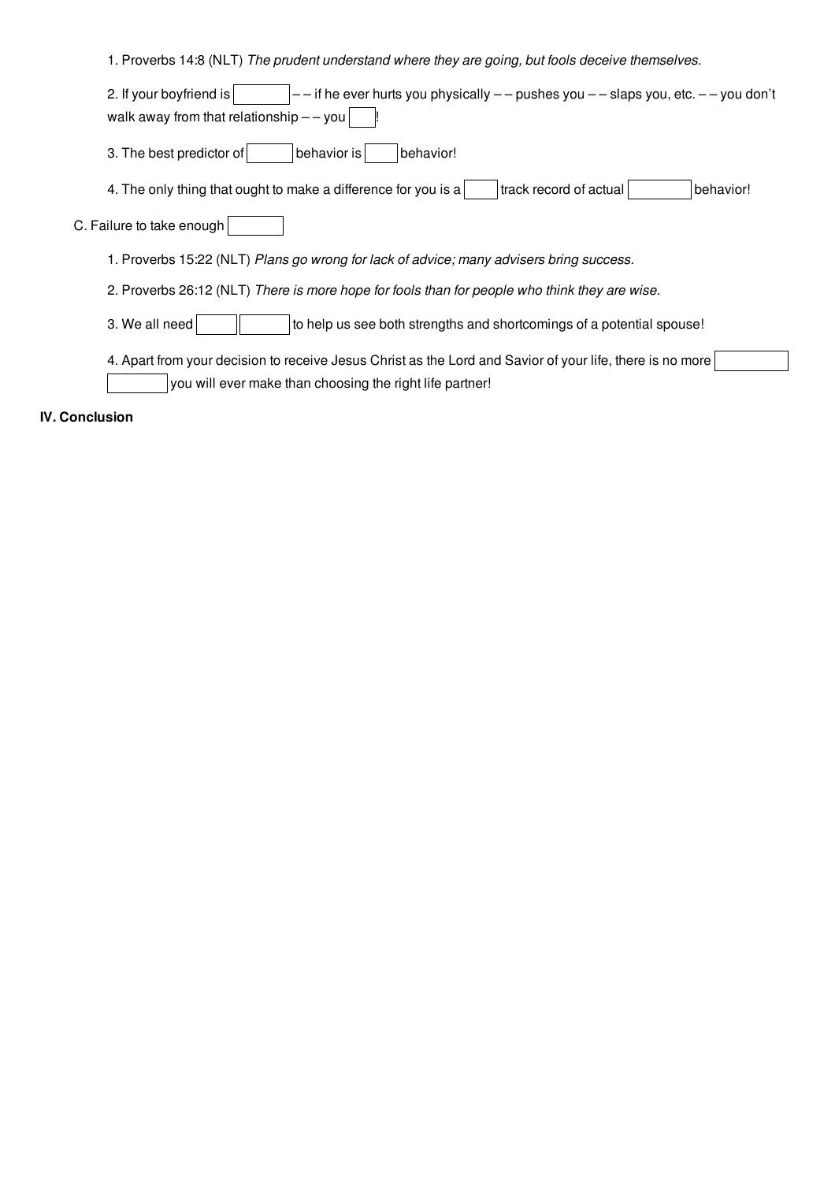1. Proverbs 14:8 (NLT) *The prudent understand where they are going, but fools deceive themselves.*

2. If your boyfriend is ______ – – if he ever hurts you physically – – pushes you – – slaps you, etc. – – you don't walk away from that relationship – – you ______!

3. The best predictor of ______ behavior is ______ behavior!

4. The only thing that ought to make a difference for you is a ______ track record of actual ______ behavior!

C. Failure to take enough ______

1. Proverbs 15:22 (NLT) *Plans go wrong for lack of advice; many advisers bring success.*

2. Proverbs 26:12 (NLT) *There is more hope for fools than for people who think they are wise.*

3. We all need ______ ______ to help us see both strengths and shortcomings of a potential spouse!

4. Apart from your decision to receive Jesus Christ as the Lord and Savior of your life, there is no more ______ ______ you will ever make than choosing the right life partner!

**IV. Conclusion**